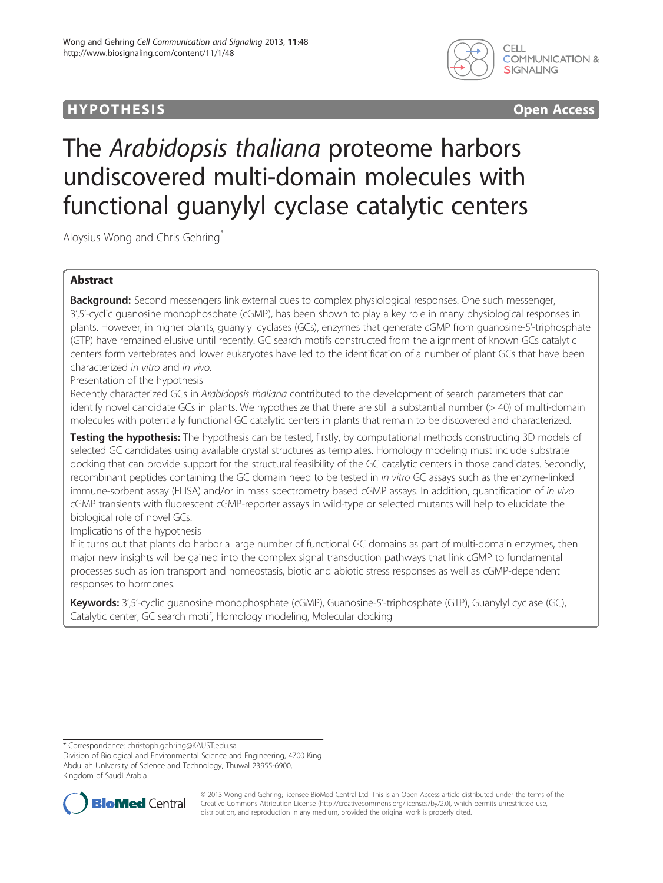HYPOTHESIS Open Access

# The *Arabidopsis thaliana* proteome harbors undiscovered multi-domain molecules with functional guanylyl cyclase catalytic centers

Aloysius Wong and Chris Gehring*

## Abstract

**Background:** Second messengers link external cues to complex physiological responses. One such messenger, 3',5'-cyclic guanosine monophosphate (cGMP), has been shown to play a key role in many physiological responses in plants. However, in higher plants, guanylyl cyclases (GCs), enzymes that generate cGMP from guanosine-5'-triphosphate (GTP) have remained elusive until recently. GC search motifs constructed from the alignment of known GCs catalytic centers form vertebrates and lower eukaryotes have led to the identification of a number of plant GCs that have been characterized *in vitro* and *in vivo*.

Presentation of the hypothesis

Recently characterized GCs in *Arabidopsis thaliana* contributed to the development of search parameters that can identify novel candidate GCs in plants. We hypothesize that there are still a substantial number (> 40) of multi-domain molecules with potentially functional GC catalytic centers in plants that remain to be discovered and characterized.

**Testing the hypothesis:** The hypothesis can be tested, firstly, by computational methods constructing 3D models of selected GC candidates using available crystal structures as templates. Homology modeling must include substrate docking that can provide support for the structural feasibility of the GC catalytic centers in those candidates. Secondly, recombinant peptides containing the GC domain need to be tested in *in vitro* GC assays such as the enzyme-linked immune-sorbent assay (ELISA) and/or in mass spectrometry based cGMP assays. In addition, quantification of *in vivo* cGMP transients with fluorescent cGMP-reporter assays in wild-type or selected mutants will help to elucidate the biological role of novel GCs.

Implications of the hypothesis

If it turns out that plants do harbor a large number of functional GC domains as part of multi-domain enzymes, then major new insights will be gained into the complex signal transduction pathways that link cGMP to fundamental processes such as ion transport and homeostasis, biotic and abiotic stress responses as well as cGMP-dependent responses to hormones.

**Keywords:** 3',5'-cyclic guanosine monophosphate (cGMP), Guanosine-5'-triphosphate (GTP), Guanylyl cyclase (GC), Catalytic center, GC search motif, Homology modeling, Molecular docking

---

* Correspondence: christoph.gehring@KAUST.edu.sa

Division of Biological and Environmental Science and Engineering, 4700 King Abdullah University of Science and Technology, Thuwal 23955-6900, Kingdom of Saudi Arabia

© 2013 Wong and Gehring; licensee BioMed Central Ltd. This is an Open Access article distributed under the terms of the Creative Commons Attribution License (http://creativecommons.org/licenses/by/2.0), which permits unrestricted use, distribution, and reproduction in any medium, provided the original work is properly cited.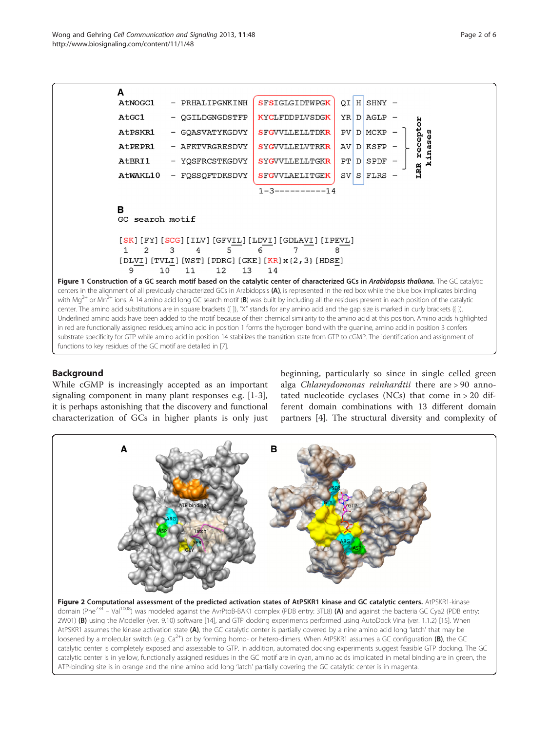**Figure 1 Construction of a GC search motif based on the catalytic center of characterized GCs in *Arabidopsis thaliana*.** The GC catalytic centers in the alignment of all previously characterized GCs in Arabidopsis **(A)**, is represented in the red box while the blue box implicates binding with $Mg^{2+}$ or $Mn^{2+}$ ions. A 14 amino acid long GC search motif (**B**) was built by including all the residues present in each position of the catalytic center. The amino acid substitutions are in square brackets ([ ]), "X" stands for any amino acid and the gap size is marked in curly brackets ({ }). Underlined amino acids have been added to the motif because of their chemical similarity to the amino acid at this position. Amino acids highlighted in red are functionally assigned residues; amino acid in position 1 forms the hydrogen bond with the guanine, amino acid in position 3 confers substrate specificity for GTP while amino acid in position 14 stabilizes the transition state from GTP to cGMP. The identification and assignment of functions to key residues of the GC motif are detailed in [7].

## Background

While cGMP is increasingly accepted as an important signaling component in many plant responses e.g. [1-3], it is perhaps astonishing that the discovery and functional characterization of GCs in higher plants is only just beginning, particularly so since in single celled green alga *Chlamydomonas reinhardtii* there are > 90 annotated nucleotide cyclases (NCs) that come in > 20 different domain combinations with 13 different domain partners [4]. The structural diversity and complexity of

**Figure 2 Computational assessment of the predicted activation states of AtPSKR1 kinase and GC catalytic centers.** AtPSKR1-kinase domain (Phe[734] – Val[1008]) was modeled against the AvrPtoB-BAK1 complex (PDB entry: 3TL8) **(A)** and against the bacteria GC Cya2 (PDB entry: 2W01) **(B)** using the Modeller (ver. 9.10) software [14], and GTP docking experiments performed using AutoDock Vina (ver. 1.1.2) [15]. When AtPSKR1 assumes the kinase activation state **(A)**, the GC catalytic center is partially covered by a nine amino acid long 'latch' that may be loosened by a molecular switch (e.g. $Ca^{2+}$) or by forming homo- or hetero-dimers. When AtPSKR1 assumes a GC configuration **(B)**, the GC catalytic center is completely exposed and assessable to GTP. In addition, automated docking experiments suggest feasible GTP docking. The GC catalytic center is in yellow, functionally assigned residues in the GC motif are in cyan, amino acids implicated in metal binding are in green, the ATP-binding site is in orange and the nine amino acid long 'latch' partially covering the GC catalytic center is in magenta.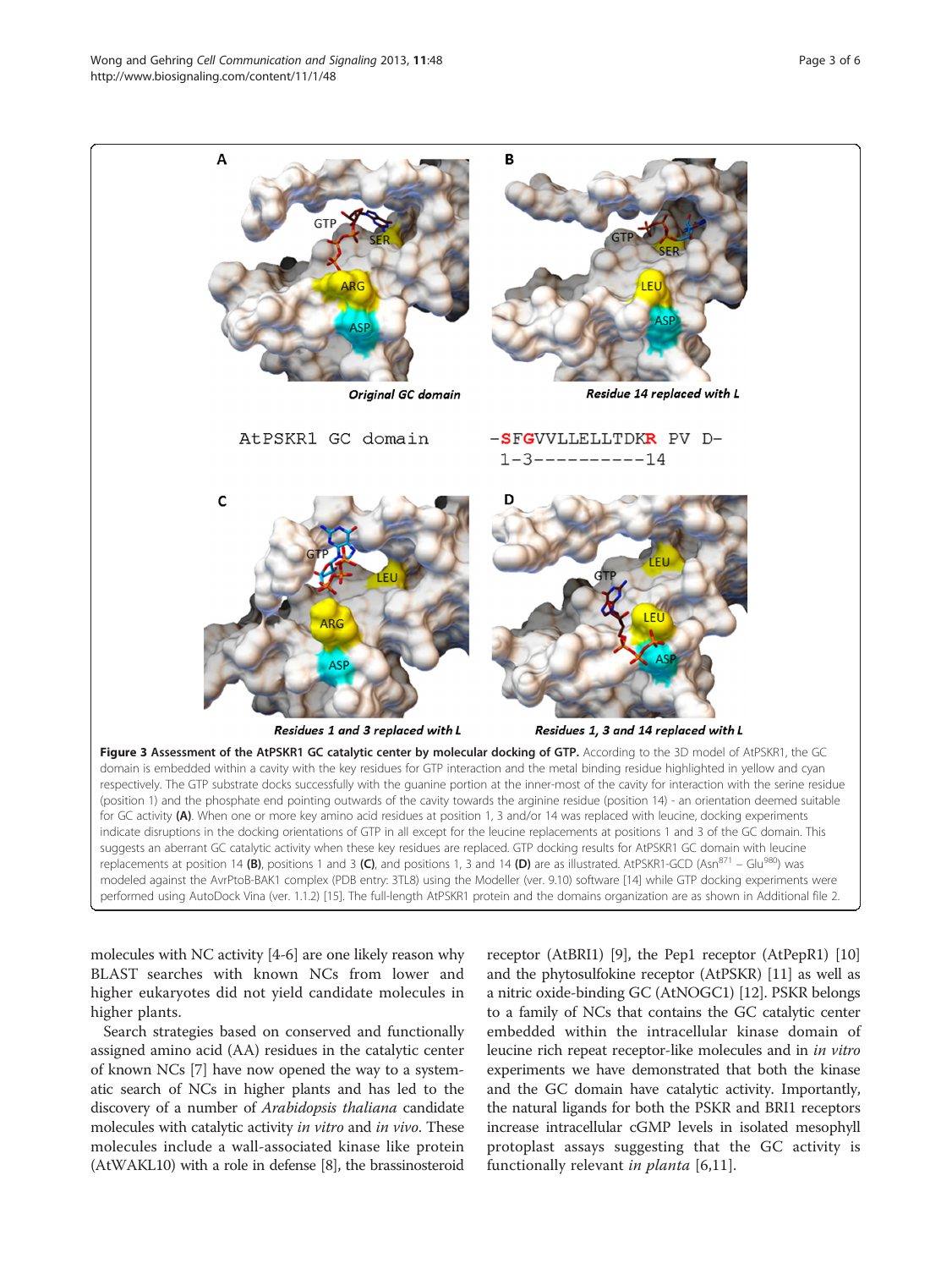**Figure 3 Assessment of the AtPSKR1 GC catalytic center by molecular docking of GTP.** According to the 3D model of AtPSKR1, the GC domain is embedded within a cavity with the key residues for GTP interaction and the metal binding residue highlighted in yellow and cyan respectively. The GTP substrate docks successfully with the guanine portion at the inner-most of the cavity for interaction with the serine residue (position 1) and the phosphate end pointing outwards of the cavity towards the arginine residue (position 14) - an orientation deemed suitable for GC activity **(A)**. When one or more key amino acid residues at position 1, 3 and/or 14 was replaced with leucine, docking experiments indicate disruptions in the docking orientations of GTP in all except for the leucine replacements at positions 1 and 3 of the GC domain. This suggests an aberrant GC catalytic activity when these key residues are replaced. GTP docking results for AtPSKR1 GC domain with leucine replacements at position 14 **(B)**, positions 1 and 3 **(C)**, and positions 1, 3 and 14 **(D)** are as illustrated. AtPSKR1-GCD (Asn[871] – Glu[980]) was modeled against the AvrPtoB-BAK1 complex (PDB entry: 3TL8) using the Modeller (ver. 9.10) software [14] while GTP docking experiments were performed using AutoDock Vina (ver. 1.1.2) [15]. The full-length AtPSKR1 protein and the domains organization are as shown in Additional file 2.

molecules with NC activity [4-6] are one likely reason why BLAST searches with known NCs from lower and higher eukaryotes did not yield candidate molecules in higher plants.

Search strategies based on conserved and functionally assigned amino acid (AA) residues in the catalytic center of known NCs [7] have now opened the way to a systematic search of NCs in higher plants and has led to the discovery of a number of *Arabidopsis thaliana* candidate molecules with catalytic activity *in vitro* and *in vivo*. These molecules include a wall-associated kinase like protein (AtWAKL10) with a role in defense [8], the brassinosteroid receptor (AtBRI1) [9], the Pep1 receptor (AtPepR1) [10] and the phytosulfokine receptor (AtPSKR) [11] as well as a nitric oxide-binding GC (AtNOGC1) [12]. PSKR belongs to a family of NCs that contains the GC catalytic center embedded within the intracellular kinase domain of leucine rich repeat receptor-like molecules and in *in vitro* experiments we have demonstrated that both the kinase and the GC domain have catalytic activity. Importantly, the natural ligands for both the PSKR and BRI1 receptors increase intracellular cGMP levels in isolated mesophyll protoplast assays suggesting that the GC activity is functionally relevant *in planta* [6,11].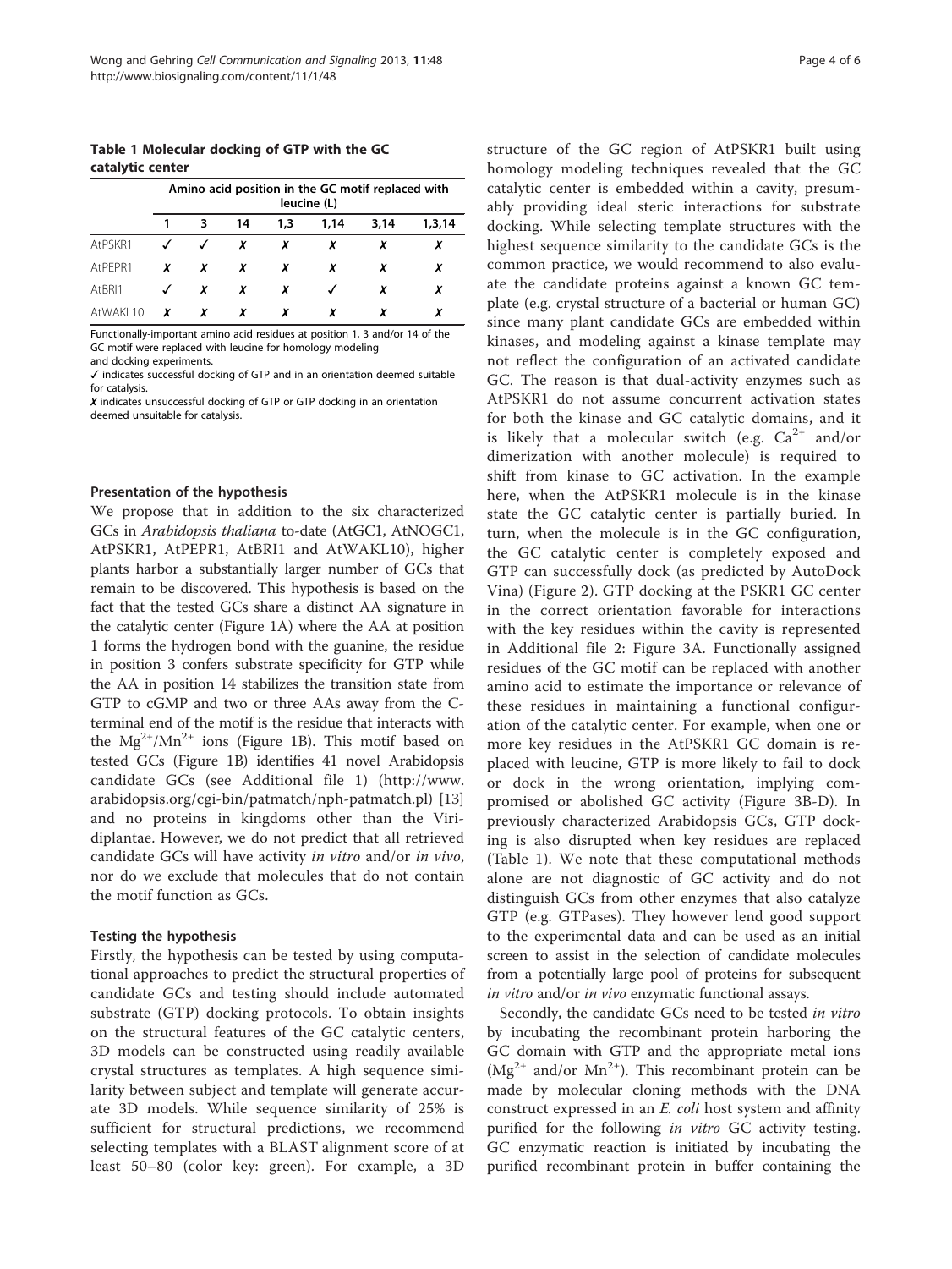**Table 1 Molecular docking of GTP with the GC catalytic center**

| | Amino acid position in the GC motif replaced with leucine (L) | | | | | | |
|---|---|---|---|---|---|---|---|
| | 1 | 3 | 14 | 1,3 | 1,14 | 3,14 | 1,3,14 |
| AtPSKR1 | ✓ | ✓ | ✗ | ✗ | ✗ | ✗ | ✗ |
| AtPEPR1 | ✗ | ✗ | ✗ | ✗ | ✗ | ✗ | ✗ |
| AtBRI1 | ✓ | ✗ | ✗ | ✗ | ✓ | ✗ | ✗ |
| AtWAKL10 | ✗ | ✗ | ✗ | ✗ | ✗ | ✗ | ✗ |

Functionally-important amino acid residues at position 1, 3 and/or 14 of the GC motif were replaced with leucine for homology modeling and docking experiments.
✓ indicates successful docking of GTP and in an orientation deemed suitable for catalysis.
✗ indicates unsuccessful docking of GTP or GTP docking in an orientation deemed unsuitable for catalysis.

#### Presentation of the hypothesis

We propose that in addition to the six characterized GCs in *Arabidopsis thaliana* to-date (AtGC1, AtNOGC1, AtPSKR1, AtPEPR1, AtBRI1 and AtWAKL10), higher plants harbor a substantially larger number of GCs that remain to be discovered. This hypothesis is based on the fact that the tested GCs share a distinct AA signature in the catalytic center (Figure 1A) where the AA at position 1 forms the hydrogen bond with the guanine, the residue in position 3 confers substrate specificity for GTP while the AA in position 14 stabilizes the transition state from GTP to cGMP and two or three AAs away from the C-terminal end of the motif is the residue that interacts with the $Mg^{2+}/Mn^{2+}$ ions (Figure 1B). This motif based on tested GCs (Figure 1B) identifies 41 novel Arabidopsis candidate GCs (see Additional file 1) (http://www.arabidopsis.org/cgi-bin/patmatch/nph-patmatch.pl) [13] and no proteins in kingdoms other than the Viridiplantae. However, we do not predict that all retrieved candidate GCs will have activity *in vitro* and/or *in vivo*, nor do we exclude that molecules that do not contain the motif function as GCs.

#### Testing the hypothesis

Firstly, the hypothesis can be tested by using computational approaches to predict the structural properties of candidate GCs and testing should include automated substrate (GTP) docking protocols. To obtain insights on the structural features of the GC catalytic centers, 3D models can be constructed using readily available crystal structures as templates. A high sequence similarity between subject and template will generate accurate 3D models. While sequence similarity of 25% is sufficient for structural predictions, we recommend selecting templates with a BLAST alignment score of at least 50–80 (color key: green). For example, a 3D structure of the GC region of AtPSKR1 built using homology modeling techniques revealed that the GC catalytic center is embedded within a cavity, presumably providing ideal steric interactions for substrate docking. While selecting template structures with the highest sequence similarity to the candidate GCs is the common practice, we would recommend to also evaluate the candidate proteins against a known GC template (e.g. crystal structure of a bacterial or human GC) since many plant candidate GCs are embedded within kinases, and modeling against a kinase template may not reflect the configuration of an activated candidate GC. The reason is that dual-activity enzymes such as AtPSKR1 do not assume concurrent activation states for both the kinase and GC catalytic domains, and it is likely that a molecular switch (e.g. $Ca^{2+}$ and/or dimerization with another molecule) is required to shift from kinase to GC activation. In the example here, when the AtPSKR1 molecule is in the kinase state the GC catalytic center is partially buried. In turn, when the molecule is in the GC configuration, the GC catalytic center is completely exposed and GTP can successfully dock (as predicted by AutoDock Vina) (Figure 2). GTP docking at the PSKR1 GC center in the correct orientation favorable for interactions with the key residues within the cavity is represented in Additional file 2: Figure 3A. Functionally assigned residues of the GC motif can be replaced with another amino acid to estimate the importance or relevance of these residues in maintaining a functional configuration of the catalytic center. For example, when one or more key residues in the AtPSKR1 GC domain is replaced with leucine, GTP is more likely to fail to dock or dock in the wrong orientation, implying compromised or abolished GC activity (Figure 3B-D). In previously characterized Arabidopsis GCs, GTP docking is also disrupted when key residues are replaced (Table 1). We note that these computational methods alone are not diagnostic of GC activity and do not distinguish GCs from other enzymes that also catalyze GTP (e.g. GTPases). They however lend good support to the experimental data and can be used as an initial screen to assist in the selection of candidate molecules from a potentially large pool of proteins for subsequent *in vitro* and/or *in vivo* enzymatic functional assays.

Secondly, the candidate GCs need to be tested *in vitro* by incubating the recombinant protein harboring the GC domain with GTP and the appropriate metal ions ($Mg^{2+}$ and/or $Mn^{2+}$). This recombinant protein can be made by molecular cloning methods with the DNA construct expressed in an *E. coli* host system and affinity purified for the following *in vitro* GC activity testing. GC enzymatic reaction is initiated by incubating the purified recombinant protein in buffer containing the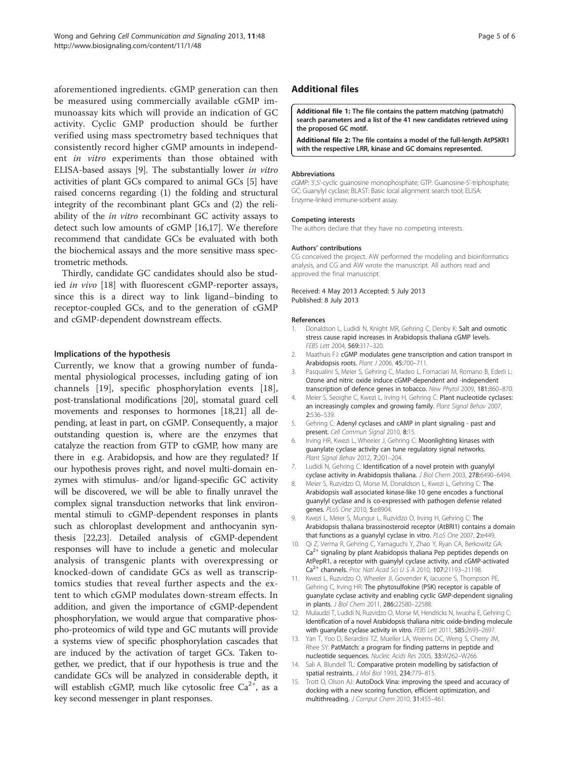aforementioned ingredients. cGMP generation can then be measured using commercially available cGMP immunoassay kits which will provide an indication of GC activity. Cyclic GMP production should be further verified using mass spectrometry based techniques that consistently record higher cGMP amounts in independent *in vitro* experiments than those obtained with ELISA-based assays [9]. The substantially lower *in vitro* activities of plant GCs compared to animal GCs [5] have raised concerns regarding (1) the folding and structural integrity of the recombinant plant GCs and (2) the reliability of the *in vitro* recombinant GC activity assays to detect such low amounts of cGMP [16,17]. We therefore recommend that candidate GCs be evaluated with both the biochemical assays and the more sensitive mass spectrometric methods.

Thirdly, candidate GC candidates should also be studied *in vivo* [18] with fluorescent cGMP-reporter assays, since this is a direct way to link ligand–binding to receptor-coupled GCs, and to the generation of cGMP and cGMP-dependent downstream effects.

### Implications of the hypothesis

Currently, we know that a growing number of fundamental physiological processes, including gating of ion channels [19], specific phosphorylation events [18], post-translational modifications [20], stomatal guard cell movements and responses to hormones [18,21] all depending, at least in part, on cGMP. Consequently, a major outstanding question is, where are the enzymes that catalyze the reaction from GTP to cGMP, how many are there in e.g. Arabidopsis, and how are they regulated? If our hypothesis proves right, and novel multi-domain enzymes with stimulus- and/or ligand-specific GC activity will be discovered, we will be able to finally unravel the complex signal transduction networks that link environmental stimuli to cGMP-dependent responses in plants such as chloroplast development and anthocyanin synthesis [22,23]. Detailed analysis of cGMP-dependent responses will have to include a genetic and molecular analysis of transgenic plants with overexpressing or knocked-down of candidate GCs as well as transcriptomics studies that reveal further aspects and the extent to which cGMP modulates down-stream effects. In addition, and given the importance of cGMP-dependent phosphorylation, we would argue that comparative phospho-proteomics of wild type and GC mutants will provide a systems view of specific phosphorylation cascades that are induced by the activation of target GCs. Taken together, we predict, that if our hypothesis is true and the candidate GCs will be analyzed in considerable depth, it will establish cGMP, much like cytosolic free $Ca^{2+}$, as a key second messenger in plant responses.

## Additional files

**Additional file 1: The file contains the pattern matching (patmatch) search parameters and a list of the 41 new candidates retrieved using the proposed GC motif.**

**Additional file 2: The file contains a model of the full-length AtPSKR1 with the respective LRR, kinase and GC domains represented.**

#### Abbreviations

cGMP: 3',5'-cyclic guanosine monophosphate; GTP: Guanosine-5'-triphosphate; GC: Guanylyl cyclase; BLAST: Basic local alignment search tool; ELISA: Enzyme-linked immune-sorbent assay.

#### Competing interests

The authors declare that they have no competing interests.

#### Authors' contributions

CG conceived the project. AW performed the modeling and bioinformatics analysis, and CG and AW wrote the manuscript. All authors read and approved the final manuscript.

Received: 4 May 2013 Accepted: 5 July 2013
Published: 8 July 2013

#### References

1. Donaldson L, Ludidi N, Knight MR, Gehring C, Denby K: **Salt and osmotic stress cause rapid increases in Arabidopsis thaliana cGMP levels.** *FEBS Lett* 2004, **569:**317–320.
2. Maathuis FJ: **cGMP modulates gene transcription and cation transport in Arabidopsis roots.** *Plant J* 2006, **45:**700–711.
3. Pasqualini S, Meier S, Gehring C, Madeo L, Fornaciari M, Romano B, Ederli L: **Ozone and nitric oxide induce cGMP-dependent and -independent transcription of defence genes in tobacco.** *New Phytol* 2009, **181:**860–870.
4. Meier S, Seoighe C, Kwezi L, Irving H, Gehring C: **Plant nucleotide cyclases: an increasingly complex and growing family.** *Plant Signal Behav* 2007, **2:**536–539.
5. Gehring C: **Adenyl cyclases and cAMP in plant signaling - past and present.** *Cell Commun Signal* 2010, **8:**15.
6. Irving HR, Kwezi L, Wheeler J, Gehring C: **Moonlighting kinases with guanylate cyclase activity can tune regulatory signal networks.** *Plant Signal Behav* 2012, **7:**201–204.
7. Ludidi N, Gehring C: **Identification of a novel protein with guanylyl cyclase activity in Arabidopsis thaliana.** *J Biol Chem* 2003, **278:**6490–6494.
8. Meier S, Ruzvidzo O, Morse M, Donaldson L, Kwezi L, Gehring C: **The Arabidopsis wall associated kinase-like 10 gene encodes a functional guanylyl cyclase and is co-expressed with pathogen defense related genes.** *PLoS One* 2010, **5:**e8904.
9. Kwezi L, Meier S, Mungur L, Ruzvidzo O, Irving H, Gehring C: **The Arabidopsis thaliana brassinosteroid receptor (AtBRI1) contains a domain that functions as a guanylyl cyclase in vitro.** *PLoS One* 2007, **2:**e449.
10. Qi Z, Verma R, Gehring C, Yamaguchi Y, Zhao Y, Ryan CA, Berkowitz GA: **$Ca^{2+}$ signaling by plant Arabidopsis thaliana Pep peptides depends on AtPepR1, a receptor with guanylyl cyclase activity, and cGMP-activated $Ca^{2+}$ channels.** *Proc Natl Acad Sci U S A* 2010, **107:**21193–21198.
11. Kwezi L, Ruzvidzo O, Wheeler JI, Govender K, Iacuone S, Thompson PE, Gehring C, Irving HR: **The phytosulfokine (PSK) receptor is capable of guanylate cyclase activity and enabling cyclic GMP-dependent signaling in plants.** *J Biol Chem* 2011, **286:**22580–22588.
12. Mulaudzi T, Ludidi N, Ruzvidzo O, Morse M, Hendricks N, Iwuoha E, Gehring C: **Identification of a novel Arabidopsis thaliana nitric oxide-binding molecule with guanylate cyclase activity in vitro.** *FEBS Lett* 2011, **585:**2693–2697.
13. Yan T, Yoo D, Berardini TZ, Mueller LA, Weems DC, Weng S, Cherry JM, Rhee SY: **PatMatch: a program for finding patterns in peptide and nucleotide sequences.** *Nucleic Acids Res* 2005, **33:**W262–W266.
14. Sali A, Blundell TL: **Comparative protein modelling by satisfaction of spatial restraints.** *J Mol Biol* 1993, **234:**779–815.
15. Trott O, Olson AJ: **AutoDock Vina: improving the speed and accuracy of docking with a new scoring function, efficient optimization, and multithreading.** *J Comput Chem* 2010, **31:**455–461.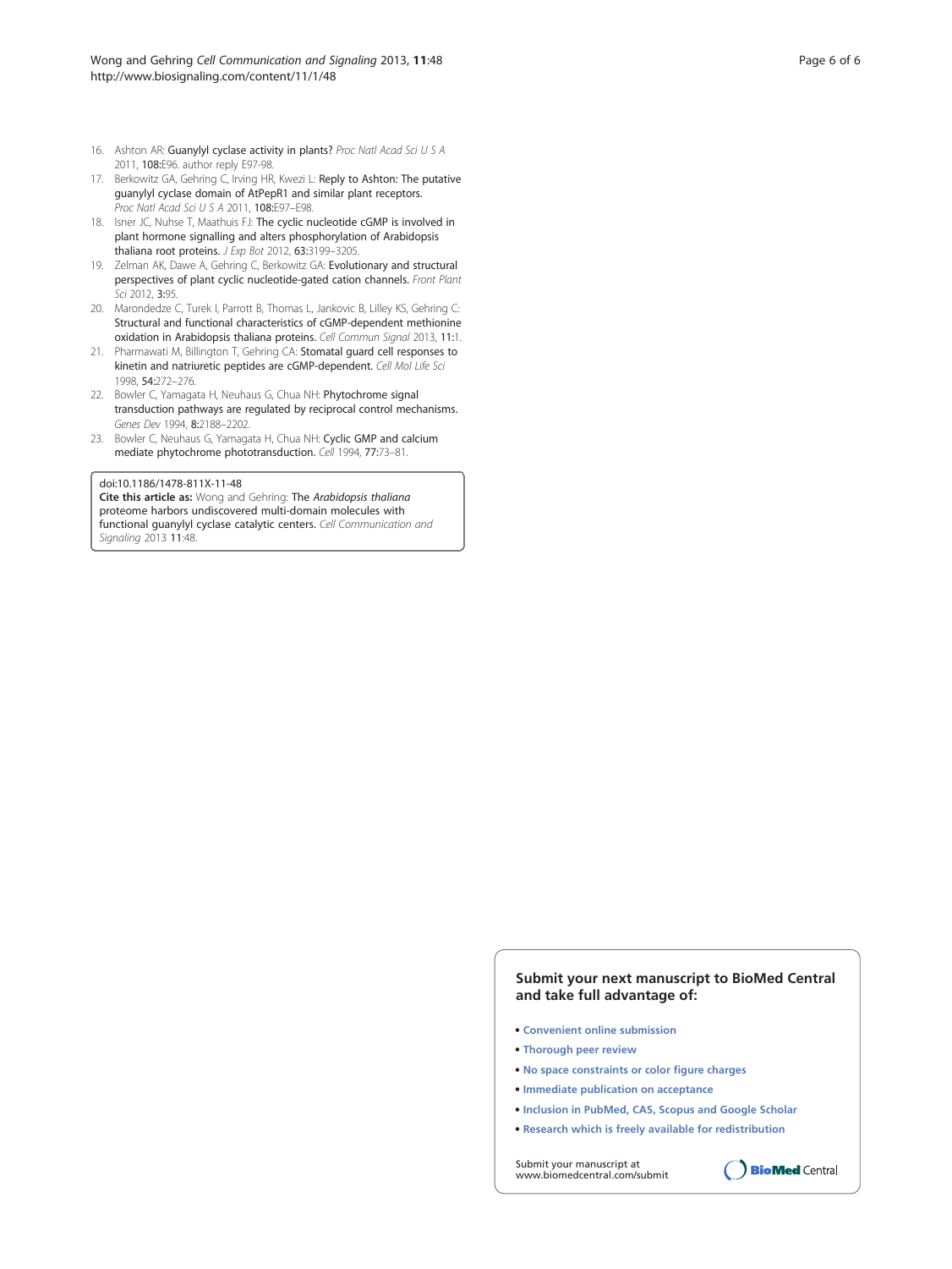16. Ashton AR: **Guanylyl cyclase activity in plants?** *Proc Natl Acad Sci U S A* 2011, **108:**E96. author reply E97-98.
17. Berkowitz GA, Gehring C, Irving HR, Kwezi L: **Reply to Ashton: The putative guanylyl cyclase domain of AtPepR1 and similar plant receptors.** *Proc Natl Acad Sci U S A* 2011, **108:**E97–E98.
18. Isner JC, Nuhse T, Maathuis FJ: **The cyclic nucleotide cGMP is involved in plant hormone signalling and alters phosphorylation of Arabidopsis thaliana root proteins.** *J Exp Bot* 2012, **63:**3199–3205.
19. Zelman AK, Dawe A, Gehring C, Berkowitz GA: **Evolutionary and structural perspectives of plant cyclic nucleotide-gated cation channels.** *Front Plant Sci* 2012, **3:**95.
20. Marondedze C, Turek I, Parrott B, Thomas L, Jankovic B, Lilley KS, Gehring C: **Structural and functional characteristics of cGMP-dependent methionine oxidation in Arabidopsis thaliana proteins.** *Cell Commun Signal* 2013, **11:**1.
21. Pharmawati M, Billington T, Gehring CA: **Stomatal guard cell responses to kinetin and natriuretic peptides are cGMP-dependent.** *Cell Mol Life Sci* 1998, **54:**272–276.
22. Bowler C, Yamagata H, Neuhaus G, Chua NH: **Phytochrome signal transduction pathways are regulated by reciprocal control mechanisms.** *Genes Dev* 1994, **8:**2188–2202.
23. Bowler C, Neuhaus G, Yamagata H, Chua NH: **Cyclic GMP and calcium mediate phytochrome phototransduction.** *Cell* 1994, **77:**73–81.

doi:10.1186/1478-811X-11-48

**Cite this article as:** Wong and Gehring: The *Arabidopsis thaliana* proteome harbors undiscovered multi-domain molecules with functional guanylyl cyclase catalytic centers. *Cell Communication and Signaling* 2013 **11**:48.

**Submit your next manuscript to BioMed Central and take full advantage of:**

- **Convenient online submission**
- **Thorough peer review**
- **No space constraints or color figure charges**
- **Immediate publication on acceptance**
- **Inclusion in PubMed, CAS, Scopus and Google Scholar**
- **Research which is freely available for redistribution**

Submit your manuscript at www.biomedcentral.com/submit

BioMed Central